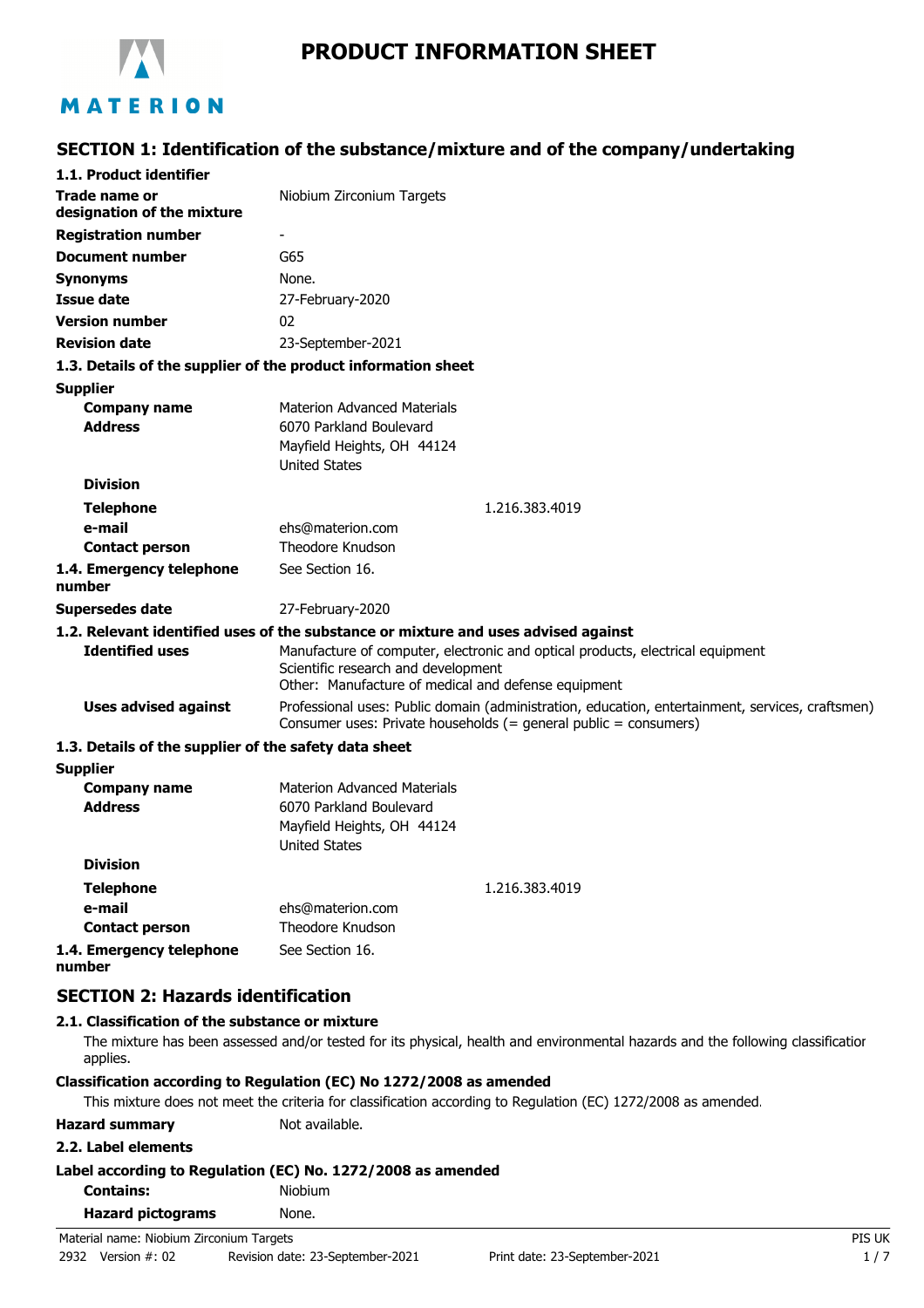# PRODUCT INFORMATION SHEET

## SECTION 1: Identification of the substance/mixture and of the company/undertaking

### 1.1. Product identifier

| | |
|---|---|
| **Trade name or designation of the mixture** | Niobium Zirconium Targets |
| **Registration number** | - |
| **Document number** | G65 |
| **Synonyms** | None. |
| **Issue date** | 27-February-2020 |
| **Version number** | 02 |
| **Revision date** | 23-September-2021 |

### 1.3. Details of the supplier of the product information sheet

**Supplier**

| | |
|---|---|
| **Company name** | Materion Advanced Materials |
| **Address** | 6070 Parkland Boulevard<br>Mayfield Heights, OH 44124<br>United States |
| **Division** | |
| **Telephone** | 1.216.383.4019 |
| **e-mail** | ehs@materion.com |
| **Contact person** | Theodore Knudson |
| **1.4. Emergency telephone number** | See Section 16. |
| **Supersedes date** | 27-February-2020 |

### 1.2. Relevant identified uses of the substance or mixture and uses advised against

| | |
|---|---|
| **Identified uses** | Manufacture of computer, electronic and optical products, electrical equipment<br>Scientific research and development<br>Other: Manufacture of medical and defense equipment |
| **Uses advised against** | Professional uses: Public domain (administration, education, entertainment, services, craftsmen)<br>Consumer uses: Private households (= general public = consumers) |

### 1.3. Details of the supplier of the safety data sheet

**Supplier**

| | |
|---|---|
| **Company name** | Materion Advanced Materials |
| **Address** | 6070 Parkland Boulevard<br>Mayfield Heights, OH 44124<br>United States |
| **Division** | |
| **Telephone** | 1.216.383.4019 |
| **e-mail** | ehs@materion.com |
| **Contact person** | Theodore Knudson |
| **1.4. Emergency telephone number** | See Section 16. |

## SECTION 2: Hazards identification

### 2.1. Classification of the substance or mixture

The mixture has been assessed and/or tested for its physical, health and environmental hazards and the following classification applies.

**Classification according to Regulation (EC) No 1272/2008 as amended**

This mixture does not meet the criteria for classification according to Regulation (EC) 1272/2008 as amended.

**Hazard summary** Not available.

### 2.2. Label elements

**Label according to Regulation (EC) No. 1272/2008 as amended**

| | |
|---|---|
| **Contains:** | Niobium |
| **Hazard pictograms** | None. |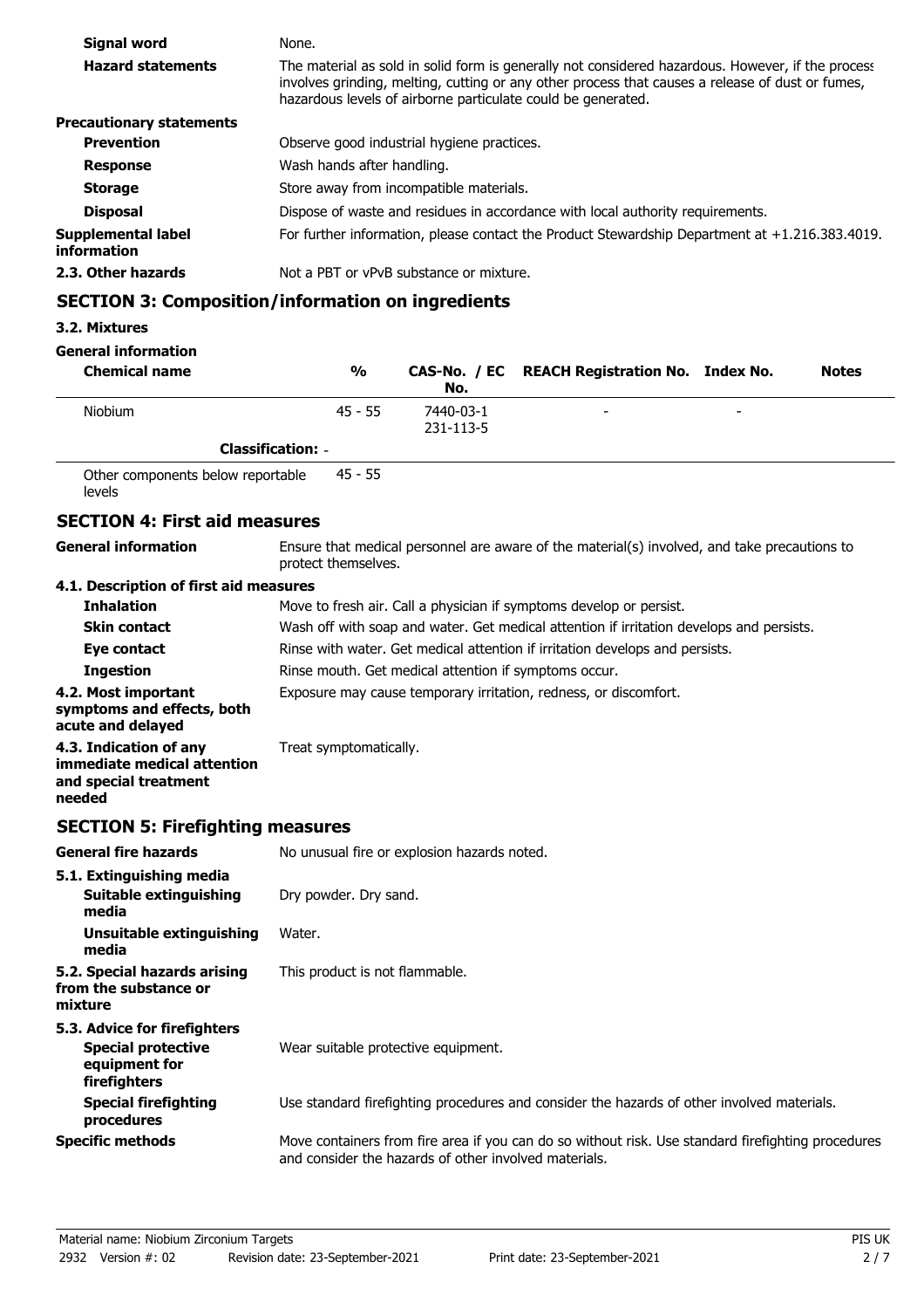| | |
|---|---|
| **Signal word** | None. |
| **Hazard statements** | The material as sold in solid form is generally not considered hazardous. However, if the process involves grinding, melting, cutting or any other process that causes a release of dust or fumes, hazardous levels of airborne particulate could be generated. |
| **Precautionary statements** | |
| **Prevention** | Observe good industrial hygiene practices. |
| **Response** | Wash hands after handling. |
| **Storage** | Store away from incompatible materials. |
| **Disposal** | Dispose of waste and residues in accordance with local authority requirements. |
| **Supplemental label information** | For further information, please contact the Product Stewardship Department at +1.216.383.4019. |
| **2.3. Other hazards** | Not a PBT or vPvB substance or mixture. |

## SECTION 3: Composition/information on ingredients

### 3.2. Mixtures

**General information**

| Chemical name | % | CAS-No. / EC No. | REACH Registration No. | Index No. | Notes |
|---|---|---|---|---|---|
| Niobium | 45 - 55 | 7440-03-1<br>231-113-5 | - | - | |
| **Classification:** - | | | | | |
| Other components below reportable levels | 45 - 55 | | | | |

## SECTION 4: First aid measures

| | |
|---|---|
| **General information** | Ensure that medical personnel are aware of the material(s) involved, and take precautions to protect themselves. |
| **4.1. Description of first aid measures** | |
| **Inhalation** | Move to fresh air. Call a physician if symptoms develop or persist. |
| **Skin contact** | Wash off with soap and water. Get medical attention if irritation develops and persists. |
| **Eye contact** | Rinse with water. Get medical attention if irritation develops and persists. |
| **Ingestion** | Rinse mouth. Get medical attention if symptoms occur. |
| **4.2. Most important symptoms and effects, both acute and delayed** | Exposure may cause temporary irritation, redness, or discomfort. |
| **4.3. Indication of any immediate medical attention and special treatment needed** | Treat symptomatically. |

## SECTION 5: Firefighting measures

| | |
|---|---|
| **General fire hazards** | No unusual fire or explosion hazards noted. |
| **5.1. Extinguishing media** | |
| **Suitable extinguishing media** | Dry powder. Dry sand. |
| **Unsuitable extinguishing media** | Water. |
| **5.2. Special hazards arising from the substance or mixture** | This product is not flammable. |
| **5.3. Advice for firefighters** | |
| **Special protective equipment for firefighters** | Wear suitable protective equipment. |
| **Special firefighting procedures** | Use standard firefighting procedures and consider the hazards of other involved materials. |
| **Specific methods** | Move containers from fire area if you can do so without risk. Use standard firefighting procedures and consider the hazards of other involved materials. |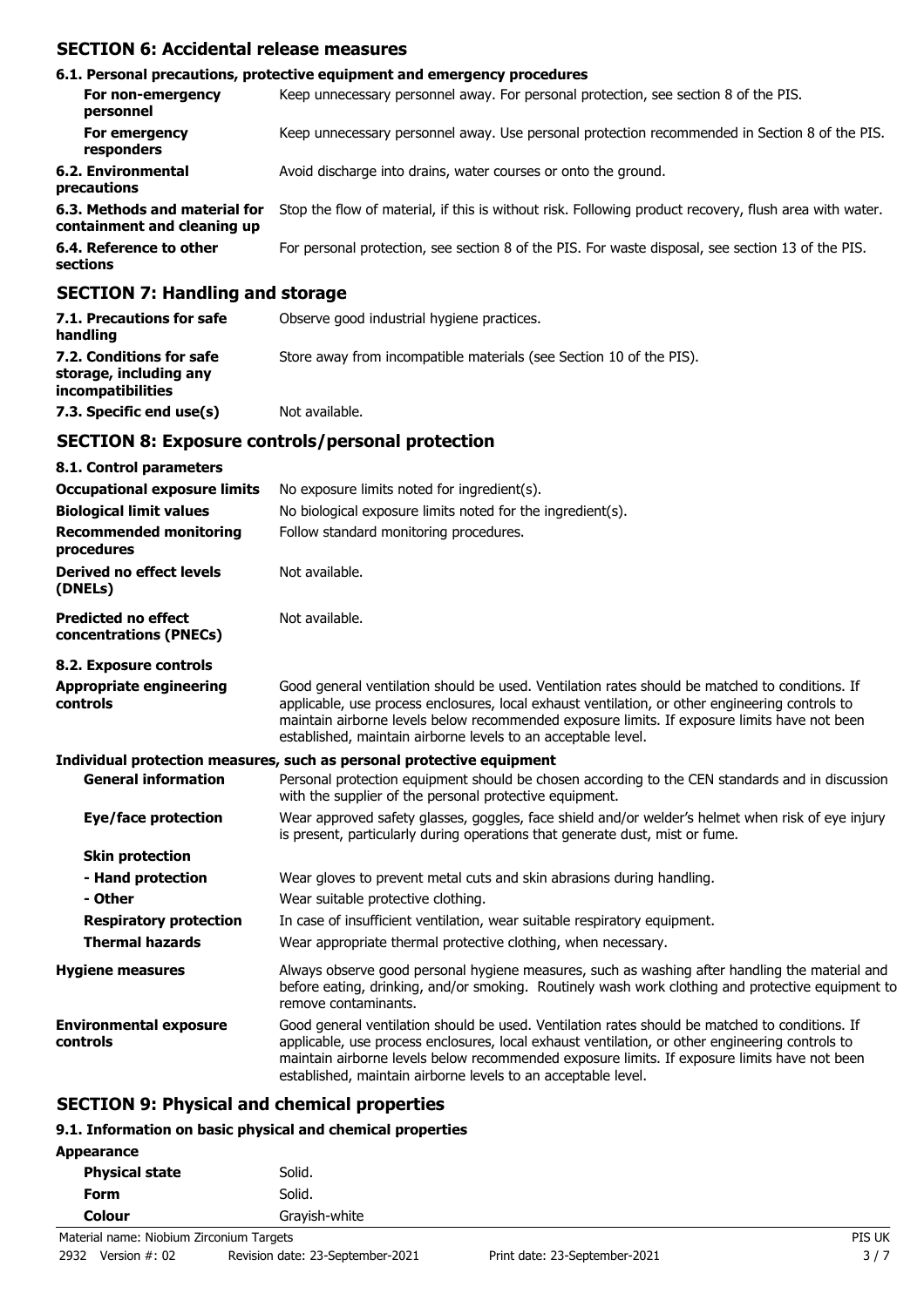## SECTION 6: Accidental release measures

### 6.1. Personal precautions, protective equipment and emergency procedures

| | |
|---|---|
| **For non-emergency personnel** | Keep unnecessary personnel away. For personal protection, see section 8 of the PIS. |
| **For emergency responders** | Keep unnecessary personnel away. Use personal protection recommended in Section 8 of the PIS. |
| **6.2. Environmental precautions** | Avoid discharge into drains, water courses or onto the ground. |
| **6.3. Methods and material for containment and cleaning up** | Stop the flow of material, if this is without risk. Following product recovery, flush area with water. |
| **6.4. Reference to other sections** | For personal protection, see section 8 of the PIS. For waste disposal, see section 13 of the PIS. |

## SECTION 7: Handling and storage

| | |
|---|---|
| **7.1. Precautions for safe handling** | Observe good industrial hygiene practices. |
| **7.2. Conditions for safe storage, including any incompatibilities** | Store away from incompatible materials (see Section 10 of the PIS). |
| **7.3. Specific end use(s)** | Not available. |

## SECTION 8: Exposure controls/personal protection

### 8.1. Control parameters

| | |
|---|---|
| **Occupational exposure limits** | No exposure limits noted for ingredient(s). |
| **Biological limit values** | No biological exposure limits noted for the ingredient(s). |
| **Recommended monitoring procedures** | Follow standard monitoring procedures. |
| **Derived no effect levels (DNELs)** | Not available. |
| **Predicted no effect concentrations (PNECs)** | Not available. |

### 8.2. Exposure controls

| | |
|---|---|
| **Appropriate engineering controls** | Good general ventilation should be used. Ventilation rates should be matched to conditions. If applicable, use process enclosures, local exhaust ventilation, or other engineering controls to maintain airborne levels below recommended exposure limits. If exposure limits have not been established, maintain airborne levels to an acceptable level. |

**Individual protection measures, such as personal protective equipment**

| | |
|---|---|
| **General information** | Personal protection equipment should be chosen according to the CEN standards and in discussion with the supplier of the personal protective equipment. |
| **Eye/face protection** | Wear approved safety glasses, goggles, face shield and/or welder's helmet when risk of eye injury is present, particularly during operations that generate dust, mist or fume. |
| **Skin protection** | |
| **- Hand protection** | Wear gloves to prevent metal cuts and skin abrasions during handling. |
| **- Other** | Wear suitable protective clothing. |
| **Respiratory protection** | In case of insufficient ventilation, wear suitable respiratory equipment. |
| **Thermal hazards** | Wear appropriate thermal protective clothing, when necessary. |
| **Hygiene measures** | Always observe good personal hygiene measures, such as washing after handling the material and before eating, drinking, and/or smoking. Routinely wash work clothing and protective equipment to remove contaminants. |
| **Environmental exposure controls** | Good general ventilation should be used. Ventilation rates should be matched to conditions. If applicable, use process enclosures, local exhaust ventilation, or other engineering controls to maintain airborne levels below recommended exposure limits. If exposure limits have not been established, maintain airborne levels to an acceptable level. |

## SECTION 9: Physical and chemical properties

### 9.1. Information on basic physical and chemical properties

**Appearance**

| | |
|---|---|
| **Physical state** | Solid. |
| **Form** | Solid. |
| **Colour** | Grayish-white |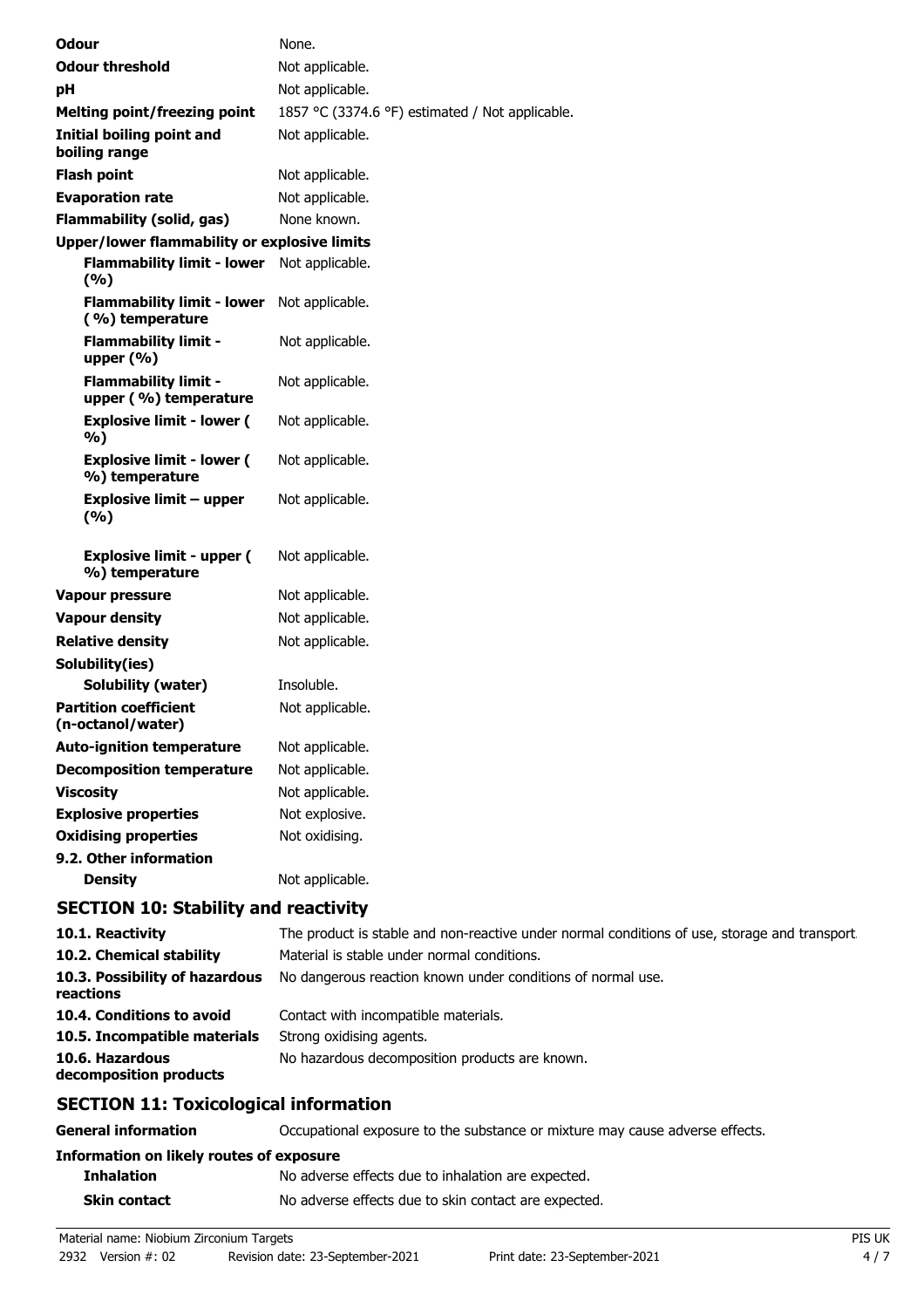| | |
|---|---|
| **Odour** | None. |
| **Odour threshold** | Not applicable. |
| **pH** | Not applicable. |
| **Melting point/freezing point** | 1857 °C (3374.6 °F) estimated / Not applicable. |
| **Initial boiling point and boiling range** | Not applicable. |
| **Flash point** | Not applicable. |
| **Evaporation rate** | Not applicable. |
| **Flammability (solid, gas)** | None known. |
| **Upper/lower flammability or explosive limits** | |
| **Flammability limit - lower (%)** | Not applicable. |
| **Flammability limit - lower (%) temperature** | Not applicable. |
| **Flammability limit - upper (%)** | Not applicable. |
| **Flammability limit - upper (%) temperature** | Not applicable. |
| **Explosive limit - lower (%)** | Not applicable. |
| **Explosive limit - lower (%) temperature** | Not applicable. |
| **Explosive limit – upper (%)** | Not applicable. |
| **Explosive limit - upper (%) temperature** | Not applicable. |
| **Vapour pressure** | Not applicable. |
| **Vapour density** | Not applicable. |
| **Relative density** | Not applicable. |
| **Solubility(ies)** | |
| **Solubility (water)** | Insoluble. |
| **Partition coefficient (n-octanol/water)** | Not applicable. |
| **Auto-ignition temperature** | Not applicable. |
| **Decomposition temperature** | Not applicable. |
| **Viscosity** | Not applicable. |
| **Explosive properties** | Not explosive. |
| **Oxidising properties** | Not oxidising. |
| **9.2. Other information** | |
| **Density** | Not applicable. |

## SECTION 10: Stability and reactivity

| | |
|---|---|
| **10.1. Reactivity** | The product is stable and non-reactive under normal conditions of use, storage and transport. |
| **10.2. Chemical stability** | Material is stable under normal conditions. |
| **10.3. Possibility of hazardous reactions** | No dangerous reaction known under conditions of normal use. |
| **10.4. Conditions to avoid** | Contact with incompatible materials. |
| **10.5. Incompatible materials** | Strong oxidising agents. |
| **10.6. Hazardous decomposition products** | No hazardous decomposition products are known. |

## SECTION 11: Toxicological information

| | |
|---|---|
| **General information** | Occupational exposure to the substance or mixture may cause adverse effects. |
| **Information on likely routes of exposure** | |
| **Inhalation** | No adverse effects due to inhalation are expected. |
| **Skin contact** | No adverse effects due to skin contact are expected. |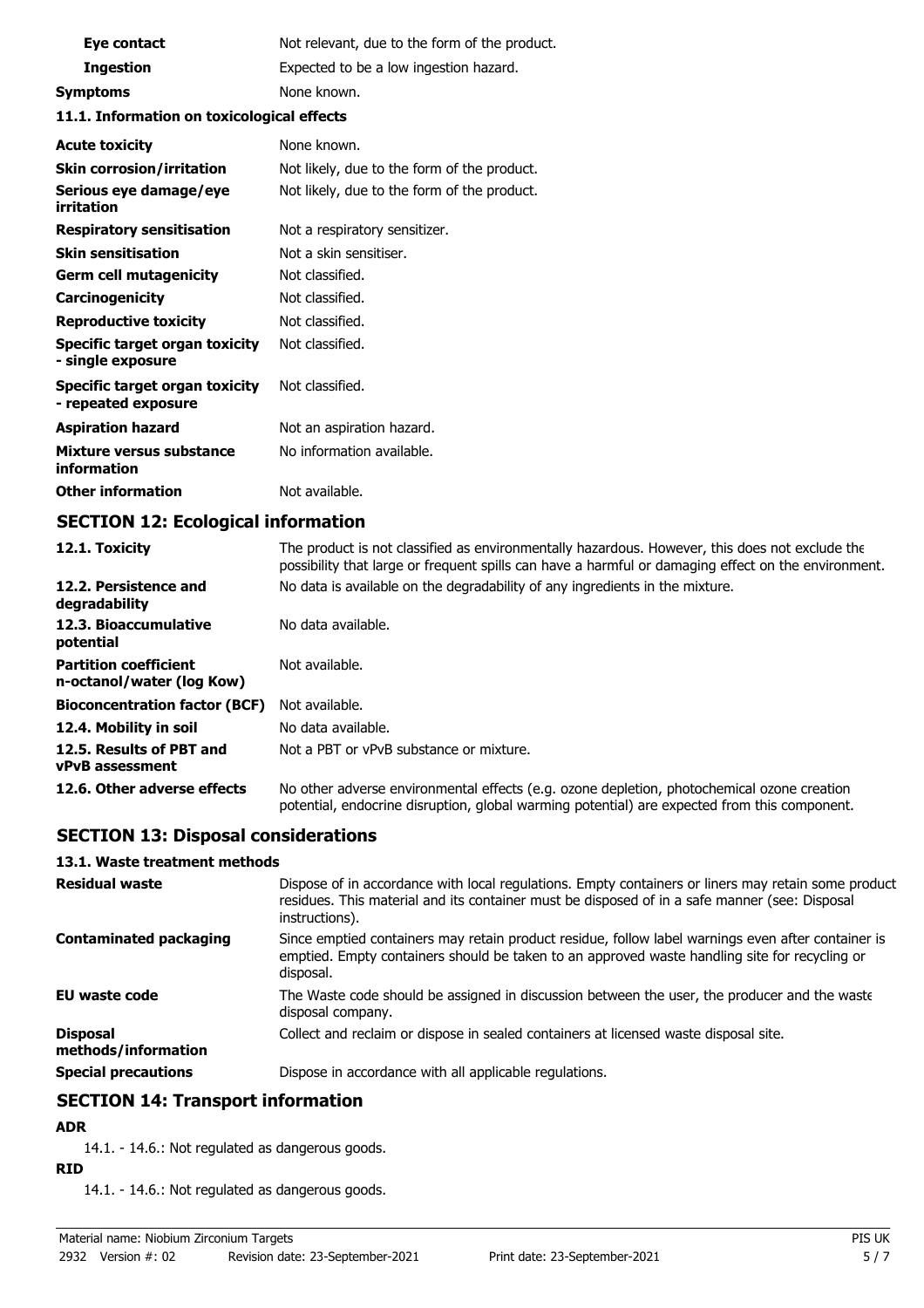| | |
|---|---|
| **Eye contact** | Not relevant, due to the form of the product. |
| **Ingestion** | Expected to be a low ingestion hazard. |
| **Symptoms** | None known. |

**11.1. Information on toxicological effects**

| | |
|---|---|
| **Acute toxicity** | None known. |
| **Skin corrosion/irritation** | Not likely, due to the form of the product. |
| **Serious eye damage/eye irritation** | Not likely, due to the form of the product. |
| **Respiratory sensitisation** | Not a respiratory sensitizer. |
| **Skin sensitisation** | Not a skin sensitiser. |
| **Germ cell mutagenicity** | Not classified. |
| **Carcinogenicity** | Not classified. |
| **Reproductive toxicity** | Not classified. |
| **Specific target organ toxicity - single exposure** | Not classified. |
| **Specific target organ toxicity - repeated exposure** | Not classified. |
| **Aspiration hazard** | Not an aspiration hazard. |
| **Mixture versus substance information** | No information available. |
| **Other information** | Not available. |

## SECTION 12: Ecological information

| | |
|---|---|
| **12.1. Toxicity** | The product is not classified as environmentally hazardous. However, this does not exclude the possibility that large or frequent spills can have a harmful or damaging effect on the environment. |
| **12.2. Persistence and degradability** | No data is available on the degradability of any ingredients in the mixture. |
| **12.3. Bioaccumulative potential** | No data available. |
| **Partition coefficient n-octanol/water (log Kow)** | Not available. |
| **Bioconcentration factor (BCF)** | Not available. |
| **12.4. Mobility in soil** | No data available. |
| **12.5. Results of PBT and vPvB assessment** | Not a PBT or vPvB substance or mixture. |
| **12.6. Other adverse effects** | No other adverse environmental effects (e.g. ozone depletion, photochemical ozone creation potential, endocrine disruption, global warming potential) are expected from this component. |

## SECTION 13: Disposal considerations

**13.1. Waste treatment methods**

| | |
|---|---|
| **Residual waste** | Dispose of in accordance with local regulations. Empty containers or liners may retain some product residues. This material and its container must be disposed of in a safe manner (see: Disposal instructions). |
| **Contaminated packaging** | Since emptied containers may retain product residue, follow label warnings even after container is emptied. Empty containers should be taken to an approved waste handling site for recycling or disposal. |
| **EU waste code** | The Waste code should be assigned in discussion between the user, the producer and the waste disposal company. |
| **Disposal methods/information** | Collect and reclaim or dispose in sealed containers at licensed waste disposal site. |
| **Special precautions** | Dispose in accordance with all applicable regulations. |

## SECTION 14: Transport information

**ADR**

14.1. - 14.6.: Not regulated as dangerous goods.

**RID**

14.1. - 14.6.: Not regulated as dangerous goods.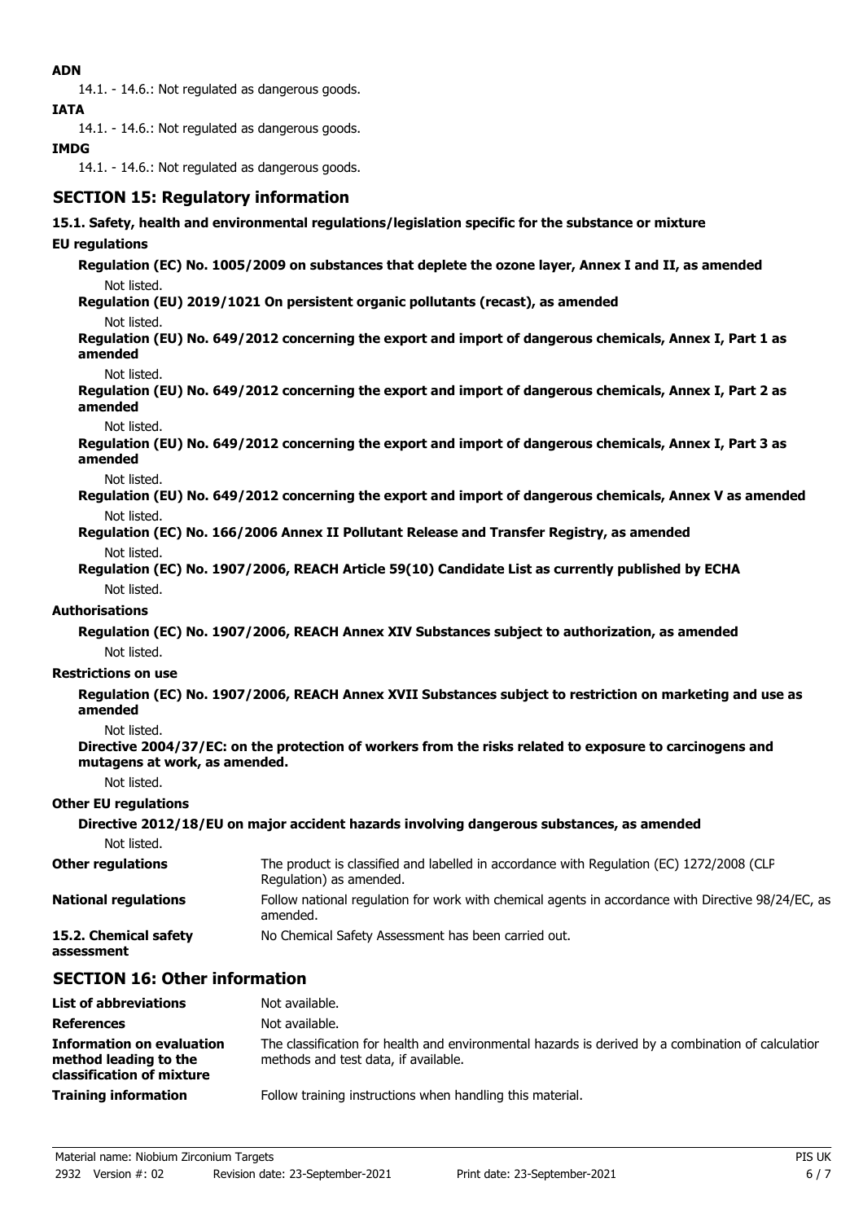**ADN**

14.1. - 14.6.: Not regulated as dangerous goods.

**IATA**

14.1. - 14.6.: Not regulated as dangerous goods.

**IMDG**

14.1. - 14.6.: Not regulated as dangerous goods.

## SECTION 15: Regulatory information

**15.1. Safety, health and environmental regulations/legislation specific for the substance or mixture**

**EU regulations**

**Regulation (EC) No. 1005/2009 on substances that deplete the ozone layer, Annex I and II, as amended**

Not listed.

**Regulation (EU) 2019/1021 On persistent organic pollutants (recast), as amended**

Not listed.

**Regulation (EU) No. 649/2012 concerning the export and import of dangerous chemicals, Annex I, Part 1 as amended**

Not listed.

**Regulation (EU) No. 649/2012 concerning the export and import of dangerous chemicals, Annex I, Part 2 as amended**

Not listed.

**Regulation (EU) No. 649/2012 concerning the export and import of dangerous chemicals, Annex I, Part 3 as amended**

Not listed.

**Regulation (EU) No. 649/2012 concerning the export and import of dangerous chemicals, Annex V as amended**

Not listed.

**Regulation (EC) No. 166/2006 Annex II Pollutant Release and Transfer Registry, as amended**

Not listed.

**Regulation (EC) No. 1907/2006, REACH Article 59(10) Candidate List as currently published by ECHA**

Not listed.

**Authorisations**

**Regulation (EC) No. 1907/2006, REACH Annex XIV Substances subject to authorization, as amended**

Not listed.

**Restrictions on use**

**Regulation (EC) No. 1907/2006, REACH Annex XVII Substances subject to restriction on marketing and use as amended**

Not listed.

**Directive 2004/37/EC: on the protection of workers from the risks related to exposure to carcinogens and mutagens at work, as amended.**

Not listed.

**Other EU regulations**

**Directive 2012/18/EU on major accident hazards involving dangerous substances, as amended**

Not listed.

**Other regulations** The product is classified and labelled in accordance with Regulation (EC) 1272/2008 (CLP Regulation) as amended.

**National regulations** Follow national regulation for work with chemical agents in accordance with Directive 98/24/EC, as amended.

**15.2. Chemical safety assessment** No Chemical Safety Assessment has been carried out.

## SECTION 16: Other information

**List of abbreviations** Not available.

**References** Not available.

**Information on evaluation method leading to the classification of mixture** The classification for health and environmental hazards is derived by a combination of calculation methods and test data, if available.

**Training information** Follow training instructions when handling this material.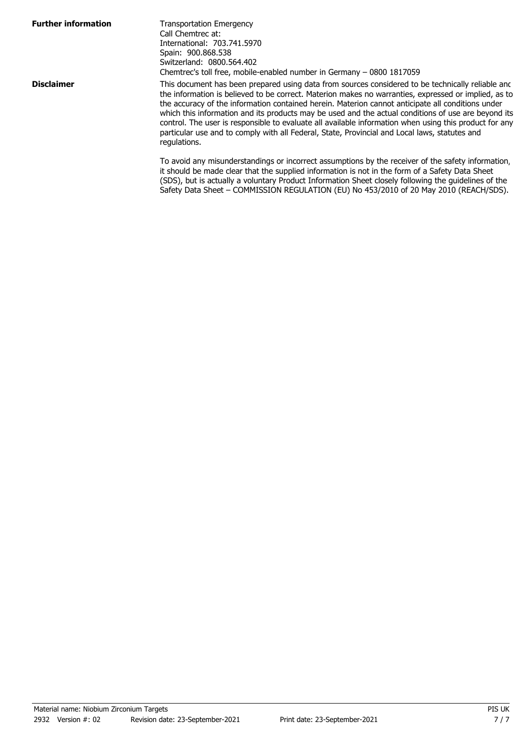**Further information**

Transportation Emergency
Call Chemtrec at:
International: 703.741.5970
Spain: 900.868.538
Switzerland: 0800.564.402
Chemtrec's toll free, mobile-enabled number in Germany – 0800 1817059

**Disclaimer**

This document has been prepared using data from sources considered to be technically reliable and the information is believed to be correct. Materion makes no warranties, expressed or implied, as to the accuracy of the information contained herein. Materion cannot anticipate all conditions under which this information and its products may be used and the actual conditions of use are beyond its control. The user is responsible to evaluate all available information when using this product for any particular use and to comply with all Federal, State, Provincial and Local laws, statutes and regulations.

To avoid any misunderstandings or incorrect assumptions by the receiver of the safety information, it should be made clear that the supplied information is not in the form of a Safety Data Sheet (SDS), but is actually a voluntary Product Information Sheet closely following the guidelines of the Safety Data Sheet – COMMISSION REGULATION (EU) No 453/2010 of 20 May 2010 (REACH/SDS).